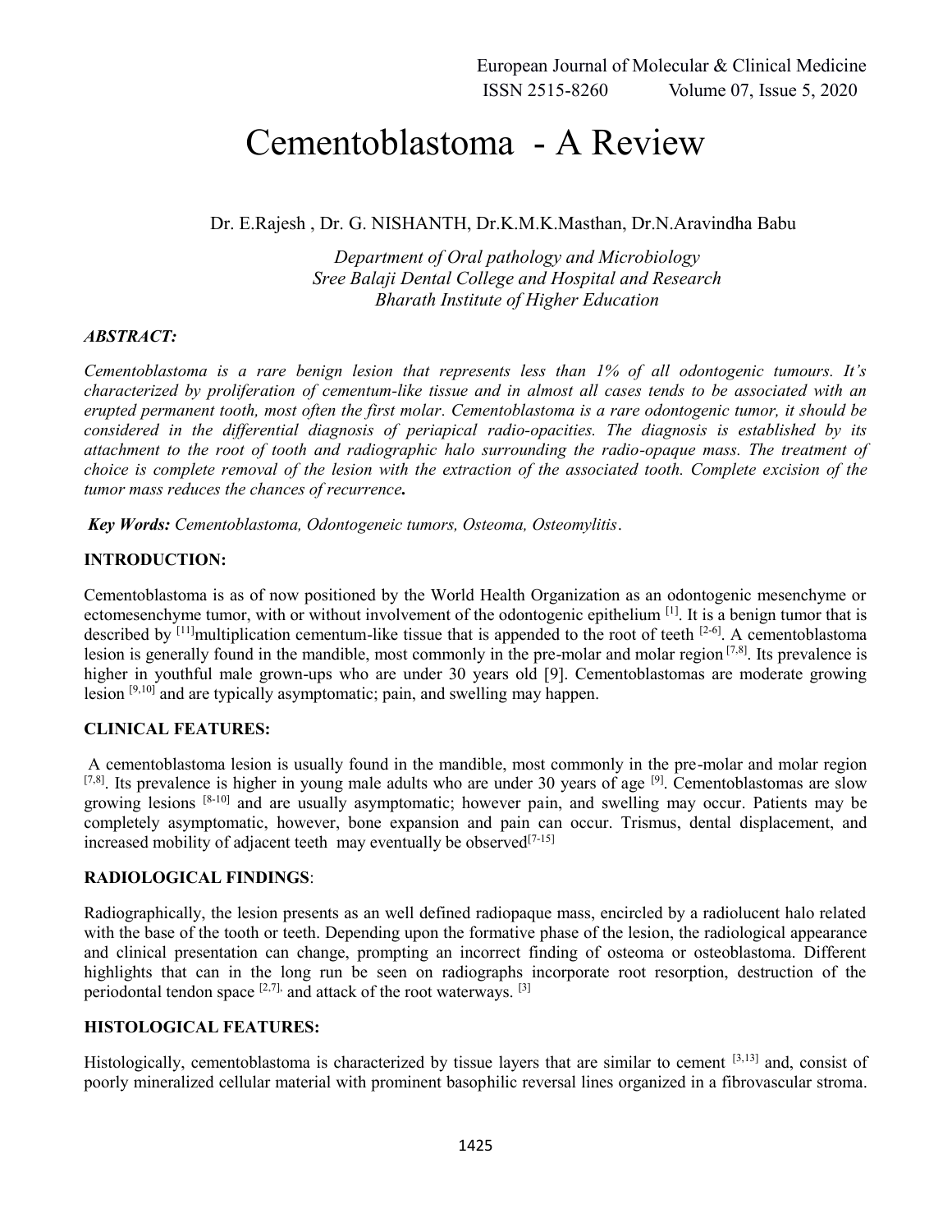# Cementoblastoma - A Review

Dr. E.Rajesh , Dr. G. NISHANTH, Dr.K.M.K.Masthan, Dr.N.Aravindha Babu

*Department of Oral pathology and Microbiology*
*Sree Balaji Dental College and Hospital and Research*
*Bharath Institute of Higher Education*

### *ABSTRACT:*

*Cementoblastoma is a rare benign lesion that represents less than 1% of all odontogenic tumours. It's characterized by proliferation of cementum-like tissue and in almost all cases tends to be associated with an erupted permanent tooth, most often the first molar. Cementoblastoma is a rare odontogenic tumor, it should be considered in the differential diagnosis of periapical radio-opacities. The diagnosis is established by its attachment to the root of tooth and radiographic halo surrounding the radio-opaque mass. The treatment of choice is complete removal of the lesion with the extraction of the associated tooth. Complete excision of the tumor mass reduces the chances of recurrence**.***

***Key Words:*** *Cementoblastoma, Odontogeneic tumors, Osteoma, Osteomylitis*.

## INTRODUCTION:

Cementoblastoma is as of now positioned by the World Health Organization as an odontogenic mesenchyme or ectomesenchyme tumor, with or without involvement of the odontogenic epithelium [1]. It is a benign tumor that is described by [11]multiplication cementum-like tissue that is appended to the root of teeth [2-6]. A cementoblastoma lesion is generally found in the mandible, most commonly in the pre-molar and molar region [7,8]. Its prevalence is higher in youthful male grown-ups who are under 30 years old [9]. Cementoblastomas are moderate growing lesion [9,10] and are typically asymptomatic; pain, and swelling may happen.

## CLINICAL FEATURES:

A cementoblastoma lesion is usually found in the mandible, most commonly in the pre-molar and molar region [7,8]. Its prevalence is higher in young male adults who are under 30 years of age [9]. Cementoblastomas are slow growing lesions [8-10] and are usually asymptomatic; however pain, and swelling may occur. Patients may be completely asymptomatic, however, bone expansion and pain can occur. Trismus, dental displacement, and increased mobility of adjacent teeth may eventually be observed[7-15]

## RADIOLOGICAL FINDINGS:

Radiographically, the lesion presents as an well defined radiopaque mass, encircled by a radiolucent halo related with the base of the tooth or teeth. Depending upon the formative phase of the lesion, the radiological appearance and clinical presentation can change, prompting an incorrect finding of osteoma or osteoblastoma. Different highlights that can in the long run be seen on radiographs incorporate root resorption, destruction of the periodontal tendon space [2,7], and attack of the root waterways. [3]

## HISTOLOGICAL FEATURES:

Histologically, cementoblastoma is characterized by tissue layers that are similar to cement [3,13] and, consist of poorly mineralized cellular material with prominent basophilic reversal lines organized in a fibrovascular stroma.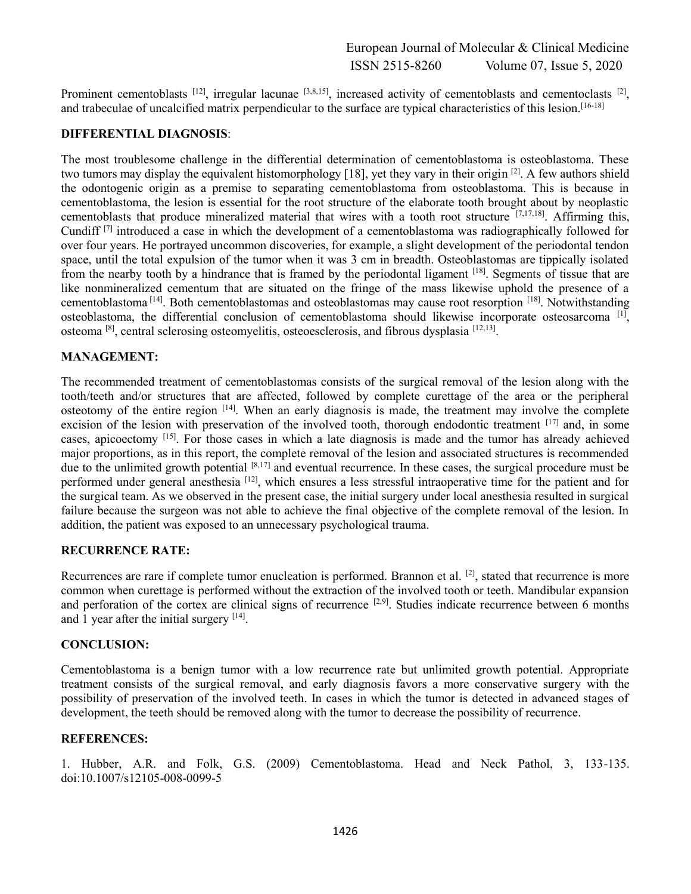Prominent cementoblasts [12], irregular lacunae [3,8,15], increased activity of cementoblasts and cementoclasts [2], and trabeculae of uncalcified matrix perpendicular to the surface are typical characteristics of this lesion.[16-18]

**DIFFERENTIAL DIAGNOSIS**:

The most troublesome challenge in the differential determination of cementoblastoma is osteoblastoma. These two tumors may display the equivalent histomorphology [18], yet they vary in their origin [2]. A few authors shield the odontogenic origin as a premise to separating cementoblastoma from osteoblastoma. This is because in cementoblastoma, the lesion is essential for the root structure of the elaborate tooth brought about by neoplastic cementoblasts that produce mineralized material that wires with a tooth root structure [7,17,18]. Affirming this, Cundiff [7] introduced a case in which the development of a cementoblastoma was radiographically followed for over four years. He portrayed uncommon discoveries, for example, a slight development of the periodontal tendon space, until the total expulsion of the tumor when it was 3 cm in breadth. Osteoblastomas are tippically isolated from the nearby tooth by a hindrance that is framed by the periodontal ligament [18]. Segments of tissue that are like nonmineralized cementum that are situated on the fringe of the mass likewise uphold the presence of a cementoblastoma [14]. Both cementoblastomas and osteoblastomas may cause root resorption [18]. Notwithstanding osteoblastoma, the differential conclusion of cementoblastoma should likewise incorporate osteosarcoma [1], osteoma [8], central sclerosing osteomyelitis, osteoesclerosis, and fibrous dysplasia [12,13].

**MANAGEMENT:**

The recommended treatment of cementoblastomas consists of the surgical removal of the lesion along with the tooth/teeth and/or structures that are affected, followed by complete curettage of the area or the peripheral osteotomy of the entire region [14]. When an early diagnosis is made, the treatment may involve the complete excision of the lesion with preservation of the involved tooth, thorough endodontic treatment [17] and, in some cases, apicoectomy [15]. For those cases in which a late diagnosis is made and the tumor has already achieved major proportions, as in this report, the complete removal of the lesion and associated structures is recommended due to the unlimited growth potential [8,17] and eventual recurrence. In these cases, the surgical procedure must be performed under general anesthesia [12], which ensures a less stressful intraoperative time for the patient and for the surgical team. As we observed in the present case, the initial surgery under local anesthesia resulted in surgical failure because the surgeon was not able to achieve the final objective of the complete removal of the lesion. In addition, the patient was exposed to an unnecessary psychological trauma.

**RECURRENCE RATE:**

Recurrences are rare if complete tumor enucleation is performed. Brannon et al. [2], stated that recurrence is more common when curettage is performed without the extraction of the involved tooth or teeth. Mandibular expansion and perforation of the cortex are clinical signs of recurrence [2,9]. Studies indicate recurrence between 6 months and 1 year after the initial surgery [14].

**CONCLUSION:**

Cementoblastoma is a benign tumor with a low recurrence rate but unlimited growth potential. Appropriate treatment consists of the surgical removal, and early diagnosis favors a more conservative surgery with the possibility of preservation of the involved teeth. In cases in which the tumor is detected in advanced stages of development, the teeth should be removed along with the tumor to decrease the possibility of recurrence.

**REFERENCES:**

1. Hubber, A.R. and Folk, G.S. (2009) Cementoblastoma. Head and Neck Pathol, 3, 133-135. doi:10.1007/s12105-008-0099-5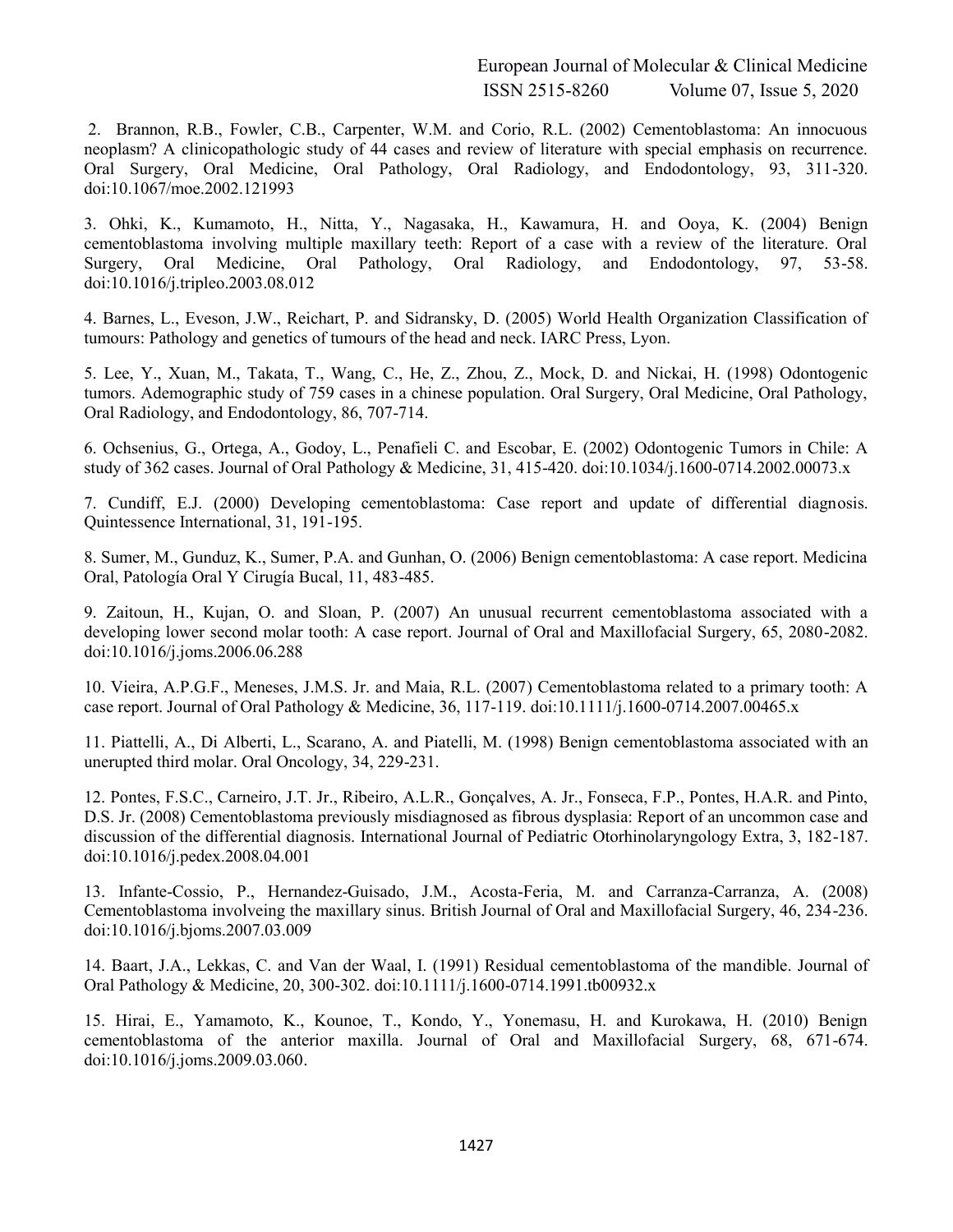2. Brannon, R.B., Fowler, C.B., Carpenter, W.M. and Corio, R.L. (2002) Cementoblastoma: An innocuous neoplasm? A clinicopathologic study of 44 cases and review of literature with special emphasis on recurrence. Oral Surgery, Oral Medicine, Oral Pathology, Oral Radiology, and Endodontology, 93, 311-320. doi:10.1067/moe.2002.121993

3. Ohki, K., Kumamoto, H., Nitta, Y., Nagasaka, H., Kawamura, H. and Ooya, K. (2004) Benign cementoblastoma involving multiple maxillary teeth: Report of a case with a review of the literature. Oral Surgery, Oral Medicine, Oral Pathology, Oral Radiology, and Endodontology, 97, 53-58. doi:10.1016/j.tripleo.2003.08.012

4. Barnes, L., Eveson, J.W., Reichart, P. and Sidransky, D. (2005) World Health Organization Classification of tumours: Pathology and genetics of tumours of the head and neck. IARC Press, Lyon.

5. Lee, Y., Xuan, M., Takata, T., Wang, C., He, Z., Zhou, Z., Mock, D. and Nickai, H. (1998) Odontogenic tumors. Ademographic study of 759 cases in a chinese population. Oral Surgery, Oral Medicine, Oral Pathology, Oral Radiology, and Endodontology, 86, 707-714.

6. Ochsenius, G., Ortega, A., Godoy, L., Penafieli C. and Escobar, E. (2002) Odontogenic Tumors in Chile: A study of 362 cases. Journal of Oral Pathology & Medicine, 31, 415-420. doi:10.1034/j.1600-0714.2002.00073.x

7. Cundiff, E.J. (2000) Developing cementoblastoma: Case report and update of differential diagnosis. Quintessence International, 31, 191-195.

8. Sumer, M., Gunduz, K., Sumer, P.A. and Gunhan, O. (2006) Benign cementoblastoma: A case report. Medicina Oral, Patología Oral Y Cirugía Bucal, 11, 483-485.

9. Zaitoun, H., Kujan, O. and Sloan, P. (2007) An unusual recurrent cementoblastoma associated with a developing lower second molar tooth: A case report. Journal of Oral and Maxillofacial Surgery, 65, 2080-2082. doi:10.1016/j.joms.2006.06.288

10. Vieira, A.P.G.F., Meneses, J.M.S. Jr. and Maia, R.L. (2007) Cementoblastoma related to a primary tooth: A case report. Journal of Oral Pathology & Medicine, 36, 117-119. doi:10.1111/j.1600-0714.2007.00465.x

11. Piattelli, A., Di Alberti, L., Scarano, A. and Piatelli, M. (1998) Benign cementoblastoma associated with an unerupted third molar. Oral Oncology, 34, 229-231.

12. Pontes, F.S.C., Carneiro, J.T. Jr., Ribeiro, A.L.R., Gonçalves, A. Jr., Fonseca, F.P., Pontes, H.A.R. and Pinto, D.S. Jr. (2008) Cementoblastoma previously misdiagnosed as fibrous dysplasia: Report of an uncommon case and discussion of the differential diagnosis. International Journal of Pediatric Otorhinolaryngology Extra, 3, 182-187. doi:10.1016/j.pedex.2008.04.001

13. Infante-Cossio, P., Hernandez-Guisado, J.M., Acosta-Feria, M. and Carranza-Carranza, A. (2008) Cementoblastoma involveing the maxillary sinus. British Journal of Oral and Maxillofacial Surgery, 46, 234-236. doi:10.1016/j.bjoms.2007.03.009

14. Baart, J.A., Lekkas, C. and Van der Waal, I. (1991) Residual cementoblastoma of the mandible. Journal of Oral Pathology & Medicine, 20, 300-302. doi:10.1111/j.1600-0714.1991.tb00932.x

15. Hirai, E., Yamamoto, K., Kounoe, T., Kondo, Y., Yonemasu, H. and Kurokawa, H. (2010) Benign cementoblastoma of the anterior maxilla. Journal of Oral and Maxillofacial Surgery, 68, 671-674. doi:10.1016/j.joms.2009.03.060.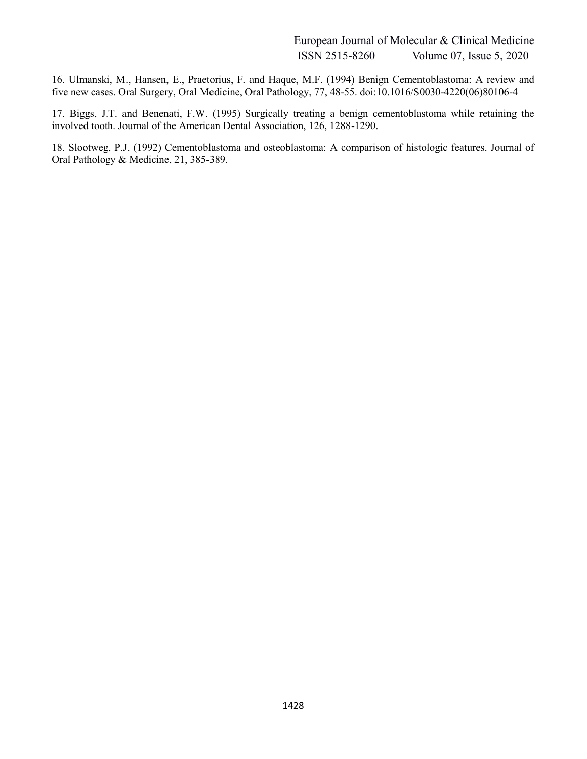16. Ulmanski, M., Hansen, E., Praetorius, F. and Haque, M.F. (1994) Benign Cementoblastoma: A review and five new cases. Oral Surgery, Oral Medicine, Oral Pathology, 77, 48-55. doi:10.1016/S0030-4220(06)80106-4

17. Biggs, J.T. and Benenati, F.W. (1995) Surgically treating a benign cementoblastoma while retaining the involved tooth. Journal of the American Dental Association, 126, 1288-1290.

18. Slootweg, P.J. (1992) Cementoblastoma and osteoblastoma: A comparison of histologic features. Journal of Oral Pathology & Medicine, 21, 385-389.